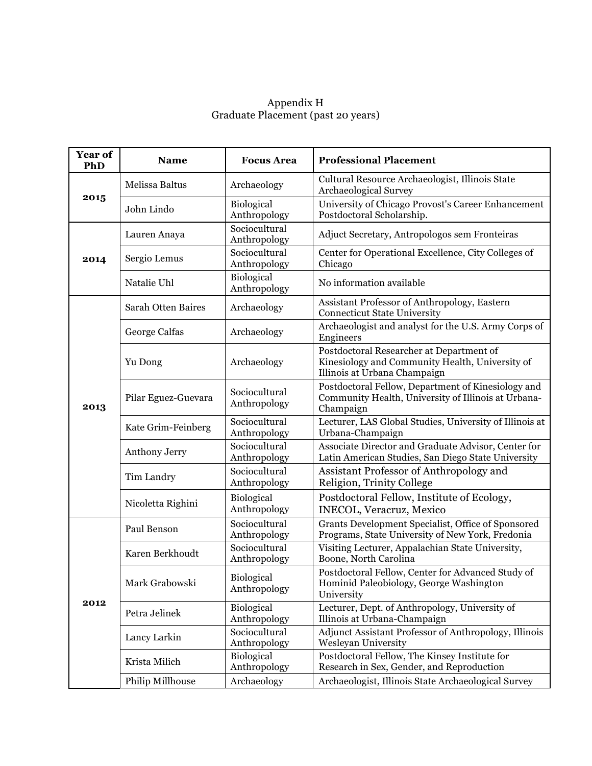Appendix H
Graduate Placement (past 20 years)

| Year of PhD | Name | Focus Area | Professional Placement |
|---|---|---|---|
| 2015 | Melissa Baltus | Archaeology | Cultural Resource Archaeologist, Illinois State Archaeological Survey |
| | John Lindo | Biological Anthropology | University of Chicago Provost's Career Enhancement Postdoctoral Scholarship. |
| 2014 | Lauren Anaya | Sociocultural Anthropology | Adjuct Secretary, Antropologos sem Fronteiras |
| | Sergio Lemus | Sociocultural Anthropology | Center for Operational Excellence, City Colleges of Chicago |
| | Natalie Uhl | Biological Anthropology | No information available |
| 2013 | Sarah Otten Baires | Archaeology | Assistant Professor of Anthropology, Eastern Connecticut State University |
| | George Calfas | Archaeology | Archaeologist and analyst for the U.S. Army Corps of Engineers |
| | Yu Dong | Archaeology | Postdoctoral Researcher at Department of Kinesiology and Community Health, University of Illinois at Urbana Champaign |
| | Pilar Eguez-Guevara | Sociocultural Anthropology | Postdoctoral Fellow, Department of Kinesiology and Community Health, University of Illinois at Urbana-Champaign |
| | Kate Grim-Feinberg | Sociocultural Anthropology | Lecturer, LAS Global Studies, University of Illinois at Urbana-Champaign |
| | Anthony Jerry | Sociocultural Anthropology | Associate Director and Graduate Advisor, Center for Latin American Studies, San Diego State University |
| | Tim Landry | Sociocultural Anthropology | Assistant Professor of Anthropology and Religion, Trinity College |
| | Nicoletta Righini | Biological Anthropology | Postdoctoral Fellow, Institute of Ecology, INECOL, Veracruz, Mexico |
| 2012 | Paul Benson | Sociocultural Anthropology | Grants Development Specialist, Office of Sponsored Programs, State University of New York, Fredonia |
| | Karen Berkhoudt | Sociocultural Anthropology | Visiting Lecturer, Appalachian State University, Boone, North Carolina |
| | Mark Grabowski | Biological Anthropology | Postdoctoral Fellow, Center for Advanced Study of Hominid Paleobiology, George Washington University |
| | Petra Jelinek | Biological Anthropology | Lecturer, Dept. of Anthropology, University of Illinois at Urbana-Champaign |
| | Lancy Larkin | Sociocultural Anthropology | Adjunct Assistant Professor of Anthropology, Illinois Wesleyan University |
| | Krista Milich | Biological Anthropology | Postdoctoral Fellow, The Kinsey Institute for Research in Sex, Gender, and Reproduction |
| | Philip Millhouse | Archaeology | Archaeologist, Illinois State Archaeological Survey |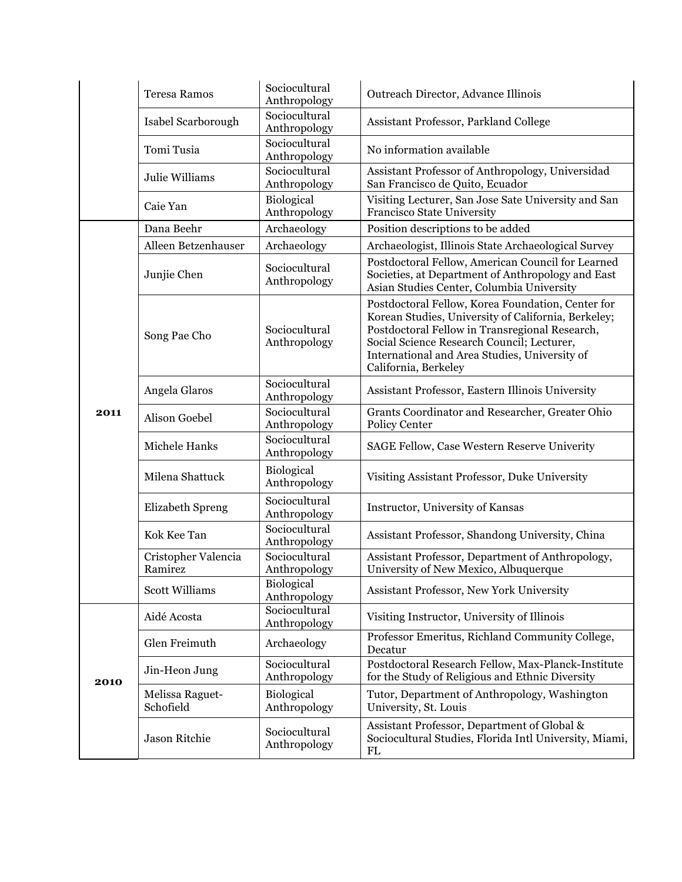| | | | |
|---|---|---|---|
| | Teresa Ramos | Sociocultural Anthropology | Outreach Director, Advance Illinois |
| | Isabel Scarborough | Sociocultural Anthropology | Assistant Professor, Parkland College |
| | Tomi Tusia | Sociocultural Anthropology | No information available |
| | Julie Williams | Sociocultural Anthropology | Assistant Professor of Anthropology, Universidad San Francisco de Quito, Ecuador |
| | Caie Yan | Biological Anthropology | Visiting Lecturer, San Jose Sate University and San Francisco State University |
| **2011** | Dana Beehr | Archaeology | Position descriptions to be added |
| | Alleen Betzenhauser | Archaeology | Archaeologist, Illinois State Archaeological Survey |
| | Junjie Chen | Sociocultural Anthropology | Postdoctoral Fellow, American Council for Learned Societies, at Department of Anthropology and East Asian Studies Center, Columbia University |
| | Song Pae Cho | Sociocultural Anthropology | Postdoctoral Fellow, Korea Foundation, Center for Korean Studies, University of California, Berkeley; Postdoctoral Fellow in Transregional Research, Social Science Research Council; Lecturer, International and Area Studies, University of California, Berkeley |
| | Angela Glaros | Sociocultural Anthropology | Assistant Professor, Eastern Illinois University |
| | Alison Goebel | Sociocultural Anthropology | Grants Coordinator and Researcher, Greater Ohio Policy Center |
| | Michele Hanks | Sociocultural Anthropology | SAGE Fellow, Case Western Reserve Univerity |
| | Milena Shattuck | Biological Anthropology | Visiting Assistant Professor, Duke University |
| | Elizabeth Spreng | Sociocultural Anthropology | Instructor, University of Kansas |
| | Kok Kee Tan | Sociocultural Anthropology | Assistant Professor, Shandong University, China |
| | Cristopher Valencia Ramirez | Sociocultural Anthropology | Assistant Professor, Department of Anthropology, University of New Mexico, Albuquerque |
| | Scott Williams | Biological Anthropology | Assistant Professor, New York University |
| **2010** | Aidé Acosta | Sociocultural Anthropology | Visiting Instructor, University of Illinois |
| | Glen Freimuth | Archaeology | Professor Emeritus, Richland Community College, Decatur |
| | Jin-Heon Jung | Sociocultural Anthropology | Postdoctoral Research Fellow, Max-Planck-Institute for the Study of Religious and Ethnic Diversity |
| | Melissa Raguet-Schofield | Biological Anthropology | Tutor, Department of Anthropology, Washington University, St. Louis |
| | Jason Ritchie | Sociocultural Anthropology | Assistant Professor, Department of Global & Sociocultural Studies, Florida Intl University, Miami, FL |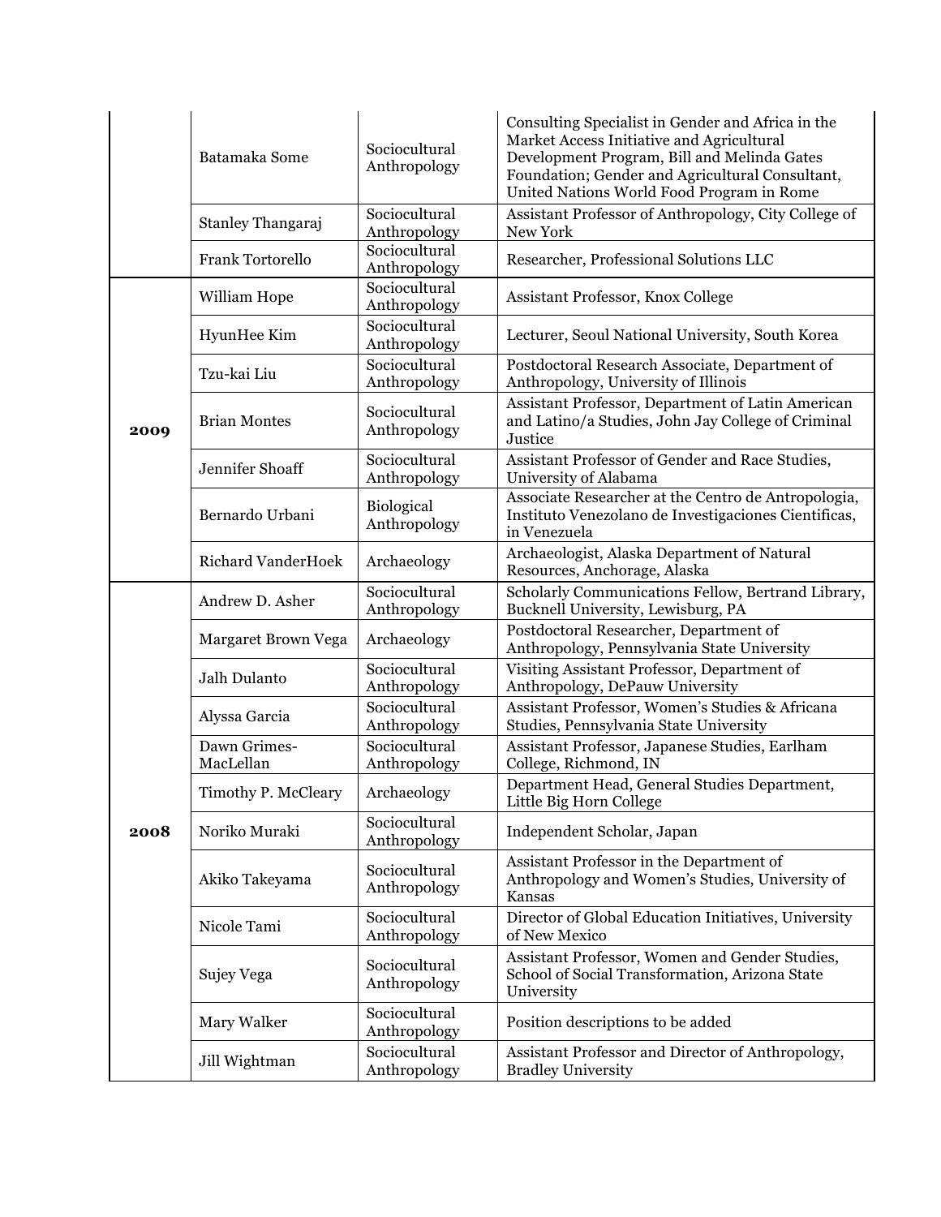| | | | |
|---|---|---|---|
| | Batamaka Some | Sociocultural Anthropology | Consulting Specialist in Gender and Africa in the Market Access Initiative and Agricultural Development Program, Bill and Melinda Gates Foundation; Gender and Agricultural Consultant, United Nations World Food Program in Rome |
| | Stanley Thangaraj | Sociocultural Anthropology | Assistant Professor of Anthropology, City College of New York |
| | Frank Tortorello | Sociocultural Anthropology | Researcher, Professional Solutions LLC |
| **2009** | William Hope | Sociocultural Anthropology | Assistant Professor, Knox College |
| | HyunHee Kim | Sociocultural Anthropology | Lecturer, Seoul National University, South Korea |
| | Tzu-kai Liu | Sociocultural Anthropology | Postdoctoral Research Associate, Department of Anthropology, University of Illinois |
| | Brian Montes | Sociocultural Anthropology | Assistant Professor, Department of Latin American and Latino/a Studies, John Jay College of Criminal Justice |
| | Jennifer Shoaff | Sociocultural Anthropology | Assistant Professor of Gender and Race Studies, University of Alabama |
| | Bernardo Urbani | Biological Anthropology | Associate Researcher at the Centro de Antropologia, Instituto Venezolano de Investigaciones Cientificas, in Venezuela |
| | Richard VanderHoek | Archaeology | Archaeologist, Alaska Department of Natural Resources, Anchorage, Alaska |
| **2008** | Andrew D. Asher | Sociocultural Anthropology | Scholarly Communications Fellow, Bertrand Library, Bucknell University, Lewisburg, PA |
| | Margaret Brown Vega | Archaeology | Postdoctoral Researcher, Department of Anthropology, Pennsylvania State University |
| | Jalh Dulanto | Sociocultural Anthropology | Visiting Assistant Professor, Department of Anthropology, DePauw University |
| | Alyssa Garcia | Sociocultural Anthropology | Assistant Professor, Women's Studies & Africana Studies, Pennsylvania State University |
| | Dawn Grimes-MacLellan | Sociocultural Anthropology | Assistant Professor, Japanese Studies, Earlham College, Richmond, IN |
| | Timothy P. McCleary | Archaeology | Department Head, General Studies Department, Little Big Horn College |
| | Noriko Muraki | Sociocultural Anthropology | Independent Scholar, Japan |
| | Akiko Takeyama | Sociocultural Anthropology | Assistant Professor in the Department of Anthropology and Women's Studies, University of Kansas |
| | Nicole Tami | Sociocultural Anthropology | Director of Global Education Initiatives, University of New Mexico |
| | Sujey Vega | Sociocultural Anthropology | Assistant Professor, Women and Gender Studies, School of Social Transformation, Arizona State University |
| | Mary Walker | Sociocultural Anthropology | Position descriptions to be added |
| | Jill Wightman | Sociocultural Anthropology | Assistant Professor and Director of Anthropology, Bradley University |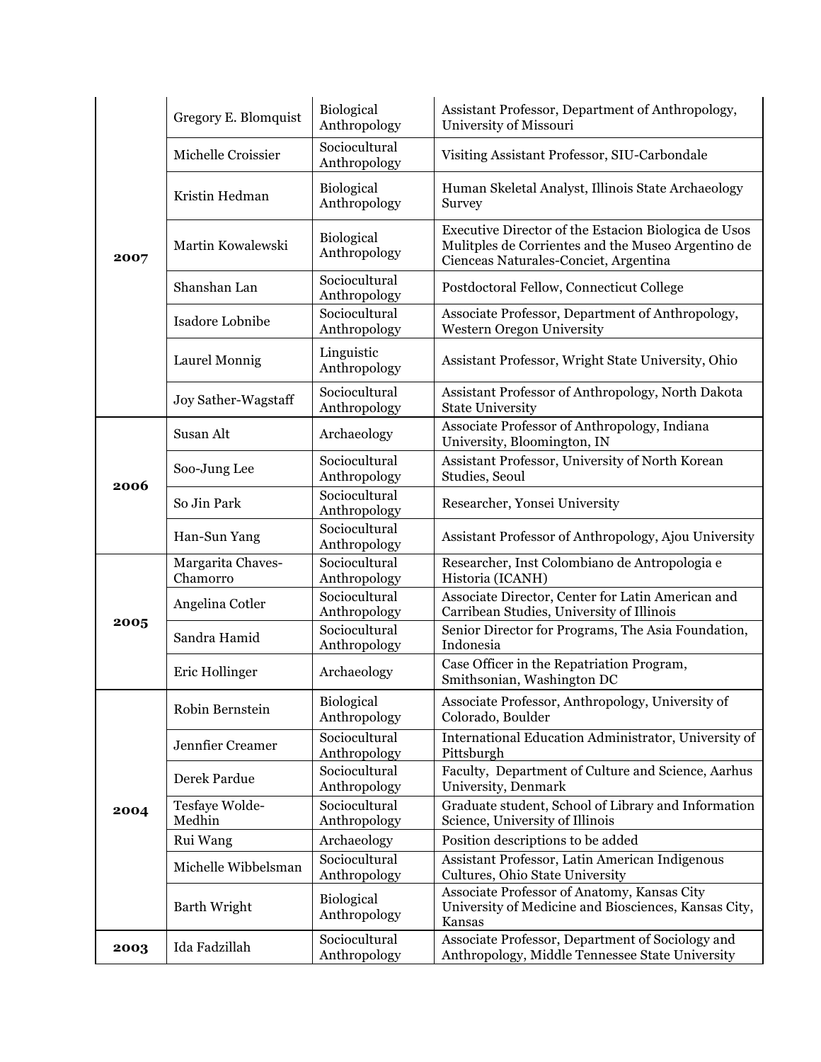| | | | |
|---|---|---|---|
| **2007** | Gregory E. Blomquist | Biological Anthropology | Assistant Professor, Department of Anthropology, University of Missouri |
| | Michelle Croissier | Sociocultural Anthropology | Visiting Assistant Professor, SIU-Carbondale |
| | Kristin Hedman | Biological Anthropology | Human Skeletal Analyst, Illinois State Archaeology Survey |
| | Martin Kowalewski | Biological Anthropology | Executive Director of the Estacion Biologica de Usos Mulitples de Corrientes and the Museo Argentino de Cienceas Naturales-Conciet, Argentina |
| | Shanshan Lan | Sociocultural Anthropology | Postdoctoral Fellow, Connecticut College |
| | Isadore Lobnibe | Sociocultural Anthropology | Associate Professor, Department of Anthropology, Western Oregon University |
| | Laurel Monnig | Linguistic Anthropology | Assistant Professor, Wright State University, Ohio |
| | Joy Sather-Wagstaff | Sociocultural Anthropology | Assistant Professor of Anthropology, North Dakota State University |
| **2006** | Susan Alt | Archaeology | Associate Professor of Anthropology, Indiana University, Bloomington, IN |
| | Soo-Jung Lee | Sociocultural Anthropology | Assistant Professor, University of North Korean Studies, Seoul |
| | So Jin Park | Sociocultural Anthropology | Researcher, Yonsei University |
| | Han-Sun Yang | Sociocultural Anthropology | Assistant Professor of Anthropology, Ajou University |
| **2005** | Margarita Chaves-Chamorro | Sociocultural Anthropology | Researcher, Inst Colombiano de Antropologia e Historia (ICANH) |
| | Angelina Cotler | Sociocultural Anthropology | Associate Director, Center for Latin American and Carribean Studies, University of Illinois |
| | Sandra Hamid | Sociocultural Anthropology | Senior Director for Programs, The Asia Foundation, Indonesia |
| | Eric Hollinger | Archaeology | Case Officer in the Repatriation Program, Smithsonian, Washington DC |
| **2004** | Robin Bernstein | Biological Anthropology | Associate Professor, Anthropology, University of Colorado, Boulder |
| | Jennfier Creamer | Sociocultural Anthropology | International Education Administrator, University of Pittsburgh |
| | Derek Pardue | Sociocultural Anthropology | Faculty, Department of Culture and Science, Aarhus University, Denmark |
| | Tesfaye Wolde-Medhin | Sociocultural Anthropology | Graduate student, School of Library and Information Science, University of Illinois |
| | Rui Wang | Archaeology | Position descriptions to be added |
| | Michelle Wibbelsman | Sociocultural Anthropology | Assistant Professor, Latin American Indigenous Cultures, Ohio State University |
| | Barth Wright | Biological Anthropology | Associate Professor of Anatomy, Kansas City University of Medicine and Biosciences, Kansas City, Kansas |
| **2003** | Ida Fadzillah | Sociocultural Anthropology | Associate Professor, Department of Sociology and Anthropology, Middle Tennessee State University |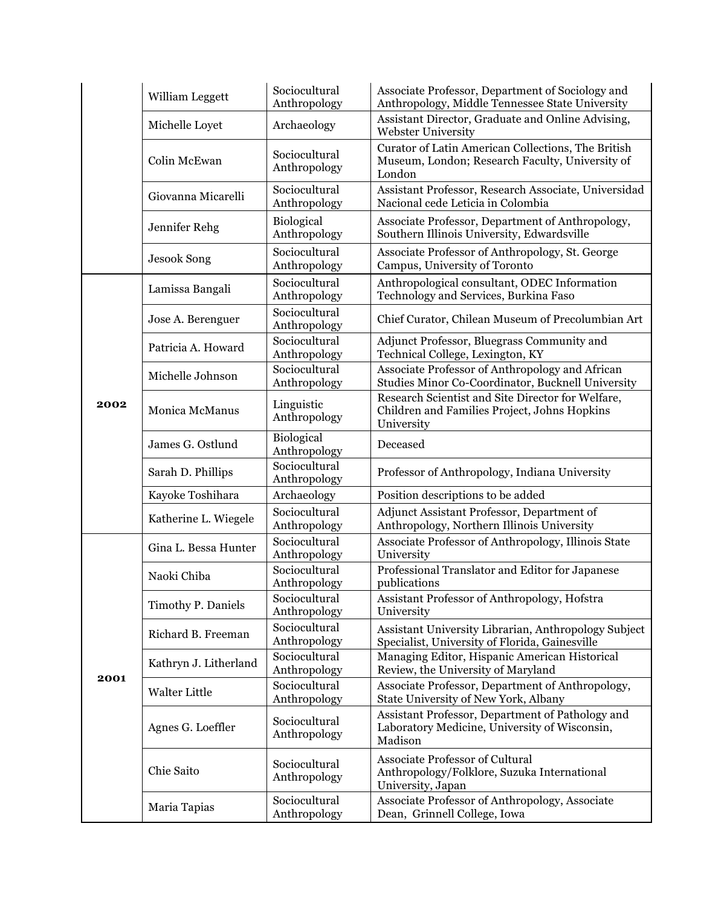| | | | |
|---|---|---|---|
| | William Leggett | Sociocultural Anthropology | Associate Professor, Department of Sociology and Anthropology, Middle Tennessee State University |
| | Michelle Loyet | Archaeology | Assistant Director, Graduate and Online Advising, Webster University |
| | Colin McEwan | Sociocultural Anthropology | Curator of Latin American Collections, The British Museum, London; Research Faculty, University of London |
| | Giovanna Micarelli | Sociocultural Anthropology | Assistant Professor, Research Associate, Universidad Nacional cede Leticia in Colombia |
| | Jennifer Rehg | Biological Anthropology | Associate Professor, Department of Anthropology, Southern Illinois University, Edwardsville |
| | Jesook Song | Sociocultural Anthropology | Associate Professor of Anthropology, St. George Campus, University of Toronto |
| **2002** | Lamissa Bangali | Sociocultural Anthropology | Anthropological consultant, ODEC Information Technology and Services, Burkina Faso |
| | Jose A. Berenguer | Sociocultural Anthropology | Chief Curator, Chilean Museum of Precolumbian Art |
| | Patricia A. Howard | Sociocultural Anthropology | Adjunct Professor, Bluegrass Community and Technical College, Lexington, KY |
| | Michelle Johnson | Sociocultural Anthropology | Associate Professor of Anthropology and African Studies Minor Co-Coordinator, Bucknell University |
| | Monica McManus | Linguistic Anthropology | Research Scientist and Site Director for Welfare, Children and Families Project, Johns Hopkins University |
| | James G. Ostlund | Biological Anthropology | Deceased |
| | Sarah D. Phillips | Sociocultural Anthropology | Professor of Anthropology, Indiana University |
| | Kayoke Toshihara | Archaeology | Position descriptions to be added |
| | Katherine L. Wiegele | Sociocultural Anthropology | Adjunct Assistant Professor, Department of Anthropology, Northern Illinois University |
| **2001** | Gina L. Bessa Hunter | Sociocultural Anthropology | Associate Professor of Anthropology, Illinois State University |
| | Naoki Chiba | Sociocultural Anthropology | Professional Translator and Editor for Japanese publications |
| | Timothy P. Daniels | Sociocultural Anthropology | Assistant Professor of Anthropology, Hofstra University |
| | Richard B. Freeman | Sociocultural Anthropology | Assistant University Librarian, Anthropology Subject Specialist, University of Florida, Gainesville |
| | Kathryn J. Litherland | Sociocultural Anthropology | Managing Editor, Hispanic American Historical Review, the University of Maryland |
| | Walter Little | Sociocultural Anthropology | Associate Professor, Department of Anthropology, State University of New York, Albany |
| | Agnes G. Loeffler | Sociocultural Anthropology | Assistant Professor, Department of Pathology and Laboratory Medicine, University of Wisconsin, Madison |
| | Chie Saito | Sociocultural Anthropology | Associate Professor of Cultural Anthropology/Folklore, Suzuka International University, Japan |
| | Maria Tapias | Sociocultural Anthropology | Associate Professor of Anthropology, Associate Dean, Grinnell College, Iowa |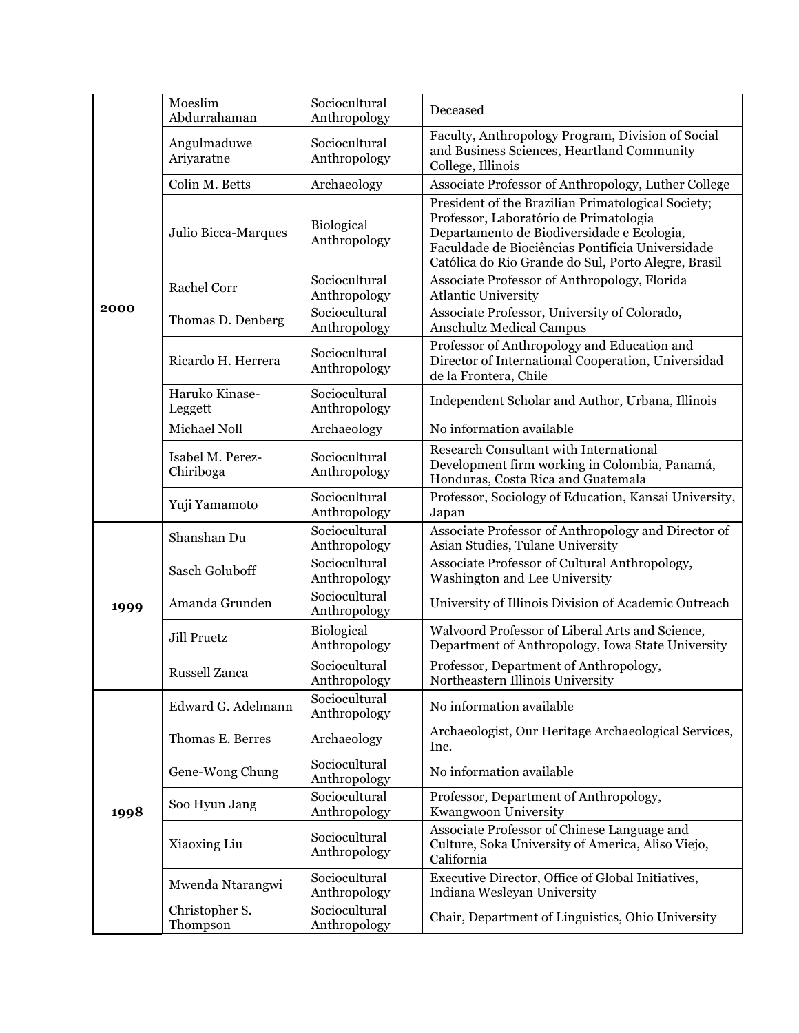| | | | |
|---|---|---|---|
| 2000 | Moeslim Abdurrahaman | Sociocultural Anthropology | Deceased |
| | Angulmaduwe Ariyaratne | Sociocultural Anthropology | Faculty, Anthropology Program, Division of Social and Business Sciences, Heartland Community College, Illinois |
| | Colin M. Betts | Archaeology | Associate Professor of Anthropology, Luther College |
| | Julio Bicca-Marques | Biological Anthropology | President of the Brazilian Primatological Society; Professor, Laboratório de Primatologia Departamento de Biodiversidade e Ecologia, Faculdade de Biociências Pontifícia Universidade Católica do Rio Grande do Sul, Porto Alegre, Brasil |
| | Rachel Corr | Sociocultural Anthropology | Associate Professor of Anthropology, Florida Atlantic University |
| | Thomas D. Denberg | Sociocultural Anthropology | Associate Professor, University of Colorado, Anschultz Medical Campus |
| | Ricardo H. Herrera | Sociocultural Anthropology | Professor of Anthropology and Education and Director of International Cooperation, Universidad de la Frontera, Chile |
| | Haruko Kinase-Leggett | Sociocultural Anthropology | Independent Scholar and Author, Urbana, Illinois |
| | Michael Noll | Archaeology | No information available |
| | Isabel M. Perez-Chiriboga | Sociocultural Anthropology | Research Consultant with International Development firm working in Colombia, Panamá, Honduras, Costa Rica and Guatemala |
| | Yuji Yamamoto | Sociocultural Anthropology | Professor, Sociology of Education, Kansai University, Japan |
| 1999 | Shanshan Du | Sociocultural Anthropology | Associate Professor of Anthropology and Director of Asian Studies, Tulane University |
| | Sasch Goluboff | Sociocultural Anthropology | Associate Professor of Cultural Anthropology, Washington and Lee University |
| | Amanda Grunden | Sociocultural Anthropology | University of Illinois Division of Academic Outreach |
| | Jill Pruetz | Biological Anthropology | Walvoord Professor of Liberal Arts and Science, Department of Anthropology, Iowa State University |
| | Russell Zanca | Sociocultural Anthropology | Professor, Department of Anthropology, Northeastern Illinois University |
| 1998 | Edward G. Adelmann | Sociocultural Anthropology | No information available |
| | Thomas E. Berres | Archaeology | Archaeologist, Our Heritage Archaeological Services, Inc. |
| | Gene-Wong Chung | Sociocultural Anthropology | No information available |
| | Soo Hyun Jang | Sociocultural Anthropology | Professor, Department of Anthropology, Kwangwoon University |
| | Xiaoxing Liu | Sociocultural Anthropology | Associate Professor of Chinese Language and Culture, Soka University of America, Aliso Viejo, California |
| | Mwenda Ntarangwi | Sociocultural Anthropology | Executive Director, Office of Global Initiatives, Indiana Wesleyan University |
| | Christopher S. Thompson | Sociocultural Anthropology | Chair, Department of Linguistics, Ohio University |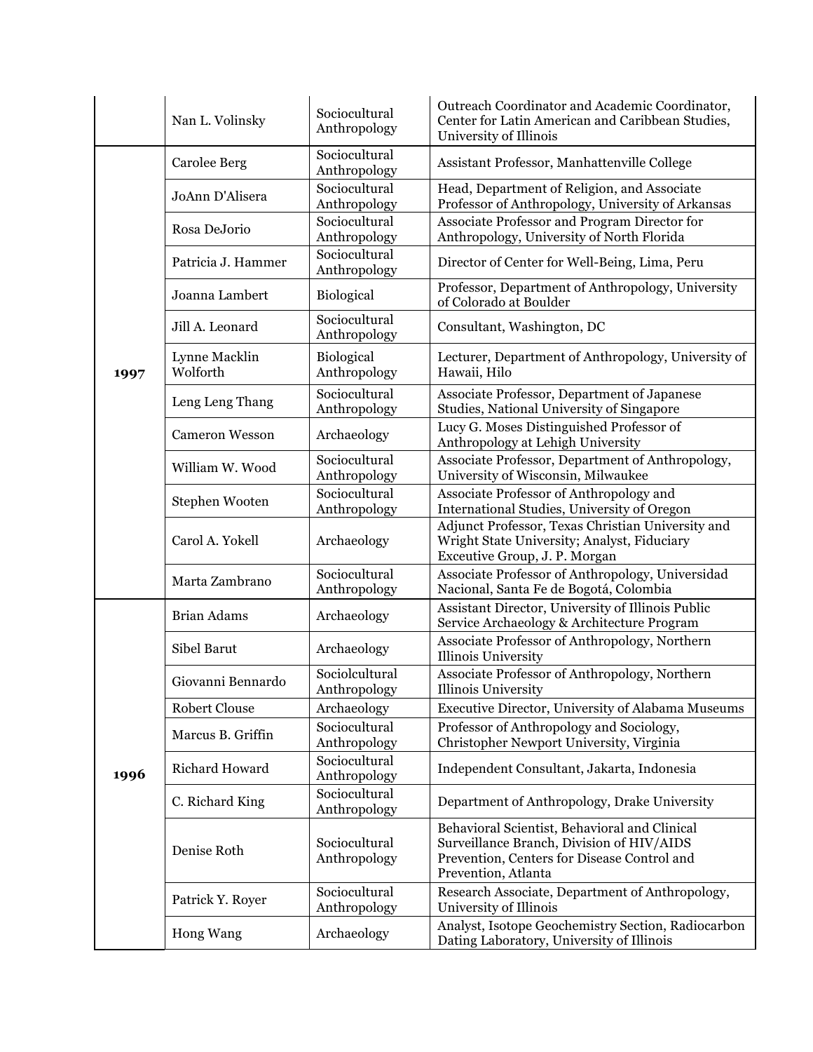| | | | |
|---|---|---|---|
| | Nan L. Volinsky | Sociocultural Anthropology | Outreach Coordinator and Academic Coordinator, Center for Latin American and Caribbean Studies, University of Illinois |
| 1997 | Carolee Berg | Sociocultural Anthropology | Assistant Professor, Manhattenville College |
| | JoAnn D'Alisera | Sociocultural Anthropology | Head, Department of Religion, and Associate Professor of Anthropology, University of Arkansas |
| | Rosa DeJorio | Sociocultural Anthropology | Associate Professor and Program Director for Anthropology, University of North Florida |
| | Patricia J. Hammer | Sociocultural Anthropology | Director of Center for Well-Being, Lima, Peru |
| | Joanna Lambert | Biological | Professor, Department of Anthropology, University of Colorado at Boulder |
| | Jill A. Leonard | Sociocultural Anthropology | Consultant, Washington, DC |
| | Lynne Macklin Wolforth | Biological Anthropology | Lecturer, Department of Anthropology, University of Hawaii, Hilo |
| | Leng Leng Thang | Sociocultural Anthropology | Associate Professor, Department of Japanese Studies, National University of Singapore |
| | Cameron Wesson | Archaeology | Lucy G. Moses Distinguished Professor of Anthropology at Lehigh University |
| | William W. Wood | Sociocultural Anthropology | Associate Professor, Department of Anthropology, University of Wisconsin, Milwaukee |
| | Stephen Wooten | Sociocultural Anthropology | Associate Professor of Anthropology and International Studies, University of Oregon |
| | Carol A. Yokell | Archaeology | Adjunct Professor, Texas Christian University and Wright State University; Analyst, Fiduciary Exceutive Group, J. P. Morgan |
| | Marta Zambrano | Sociocultural Anthropology | Associate Professor of Anthropology, Universidad Nacional, Santa Fe de Bogotá, Colombia |
| 1996 | Brian Adams | Archaeology | Assistant Director, University of Illinois Public Service Archaeology & Architecture Program |
| | Sibel Barut | Archaeology | Associate Professor of Anthropology, Northern Illinois University |
| | Giovanni Bennardo | Sociolcultural Anthropology | Associate Professor of Anthropology, Northern Illinois University |
| | Robert Clouse | Archaeology | Executive Director, University of Alabama Museums |
| | Marcus B. Griffin | Sociocultural Anthropology | Professor of Anthropology and Sociology, Christopher Newport University, Virginia |
| | Richard Howard | Sociocultural Anthropology | Independent Consultant, Jakarta, Indonesia |
| | C. Richard King | Sociocultural Anthropology | Department of Anthropology, Drake University |
| | Denise Roth | Sociocultural Anthropology | Behavioral Scientist, Behavioral and Clinical Surveillance Branch, Division of HIV/AIDS Prevention, Centers for Disease Control and Prevention, Atlanta |
| | Patrick Y. Royer | Sociocultural Anthropology | Research Associate, Department of Anthropology, University of Illinois |
| | Hong Wang | Archaeology | Analyst, Isotope Geochemistry Section, Radiocarbon Dating Laboratory, University of Illinois |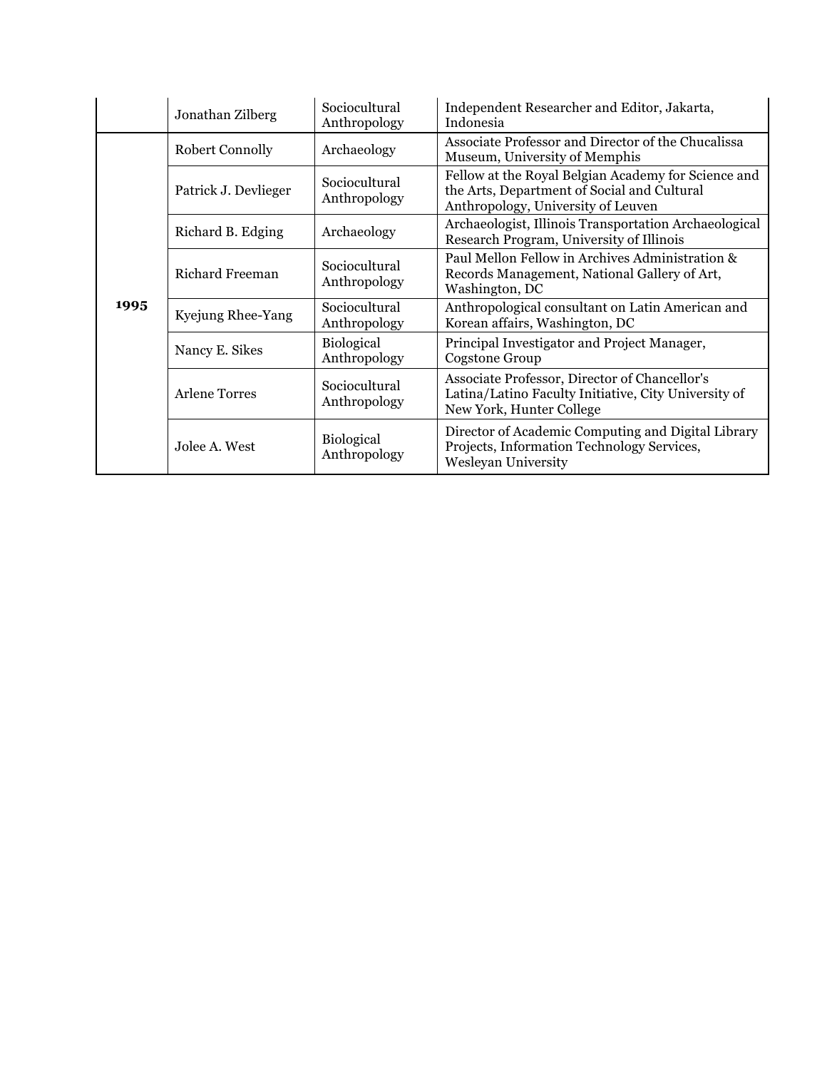| | | | |
|---|---|---|---|
| | Jonathan Zilberg | Sociocultural Anthropology | Independent Researcher and Editor, Jakarta, Indonesia |
| **1995** | Robert Connolly | Archaeology | Associate Professor and Director of the Chucalissa Museum, University of Memphis |
| | Patrick J. Devlieger | Sociocultural Anthropology | Fellow at the Royal Belgian Academy for Science and the Arts, Department of Social and Cultural Anthropology, University of Leuven |
| | Richard B. Edging | Archaeology | Archaeologist, Illinois Transportation Archaeological Research Program, University of Illinois |
| | Richard Freeman | Sociocultural Anthropology | Paul Mellon Fellow in Archives Administration & Records Management, National Gallery of Art, Washington, DC |
| | Kyejung Rhee-Yang | Sociocultural Anthropology | Anthropological consultant on Latin American and Korean affairs, Washington, DC |
| | Nancy E. Sikes | Biological Anthropology | Principal Investigator and Project Manager, Cogstone Group |
| | Arlene Torres | Sociocultural Anthropology | Associate Professor, Director of Chancellor's Latina/Latino Faculty Initiative, City University of New York, Hunter College |
| | Jolee A. West | Biological Anthropology | Director of Academic Computing and Digital Library Projects, Information Technology Services, Wesleyan University |